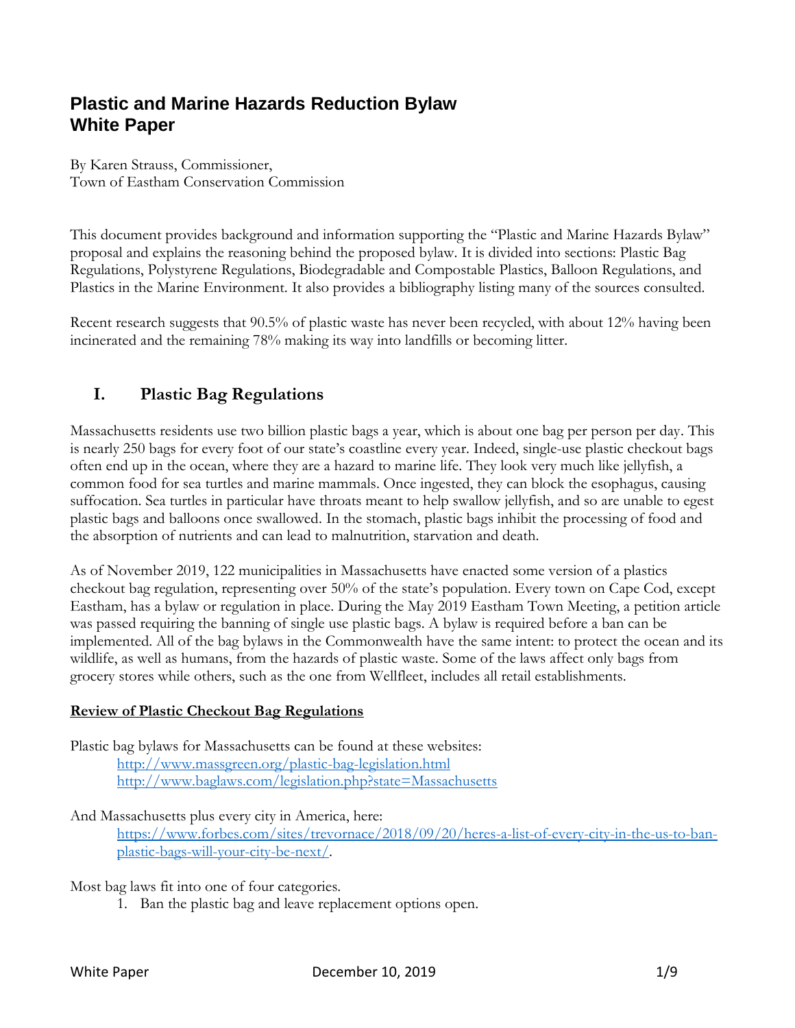# Plastic and Marine Hazards Reduction Bylaw
# White Paper

By Karen Strauss, Commissioner,
Town of Eastham Conservation Commission

This document provides background and information supporting the "Plastic and Marine Hazards Bylaw" proposal and explains the reasoning behind the proposed bylaw. It is divided into sections: Plastic Bag Regulations, Polystyrene Regulations, Biodegradable and Compostable Plastics, Balloon Regulations, and Plastics in the Marine Environment. It also provides a bibliography listing many of the sources consulted.

Recent research suggests that 90.5% of plastic waste has never been recycled, with about 12% having been incinerated and the remaining 78% making its way into landfills or becoming litter.

## I. Plastic Bag Regulations

Massachusetts residents use two billion plastic bags a year, which is about one bag per person per day. This is nearly 250 bags for every foot of our state's coastline every year. Indeed, single-use plastic checkout bags often end up in the ocean, where they are a hazard to marine life. They look very much like jellyfish, a common food for sea turtles and marine mammals. Once ingested, they can block the esophagus, causing suffocation. Sea turtles in particular have throats meant to help swallow jellyfish, and so are unable to egest plastic bags and balloons once swallowed. In the stomach, plastic bags inhibit the processing of food and the absorption of nutrients and can lead to malnutrition, starvation and death.

As of November 2019, 122 municipalities in Massachusetts have enacted some version of a plastics checkout bag regulation, representing over 50% of the state's population. Every town on Cape Cod, except Eastham, has a bylaw or regulation in place. During the May 2019 Eastham Town Meeting, a petition article was passed requiring the banning of single use plastic bags. A bylaw is required before a ban can be implemented. All of the bag bylaws in the Commonwealth have the same intent: to protect the ocean and its wildlife, as well as humans, from the hazards of plastic waste. Some of the laws affect only bags from grocery stores while others, such as the one from Wellfleet, includes all retail establishments.

**Review of Plastic Checkout Bag Regulations**

Plastic bag bylaws for Massachusetts can be found at these websites:

> http://www.massgreen.org/plastic-bag-legislation.html
> http://www.baglaws.com/legislation.php?state=Massachusetts

And Massachusetts plus every city in America, here:

> https://www.forbes.com/sites/trevornace/2018/09/20/heres-a-list-of-every-city-in-the-us-to-ban-plastic-bags-will-your-city-be-next/.

Most bag laws fit into one of four categories.

1. Ban the plastic bag and leave replacement options open.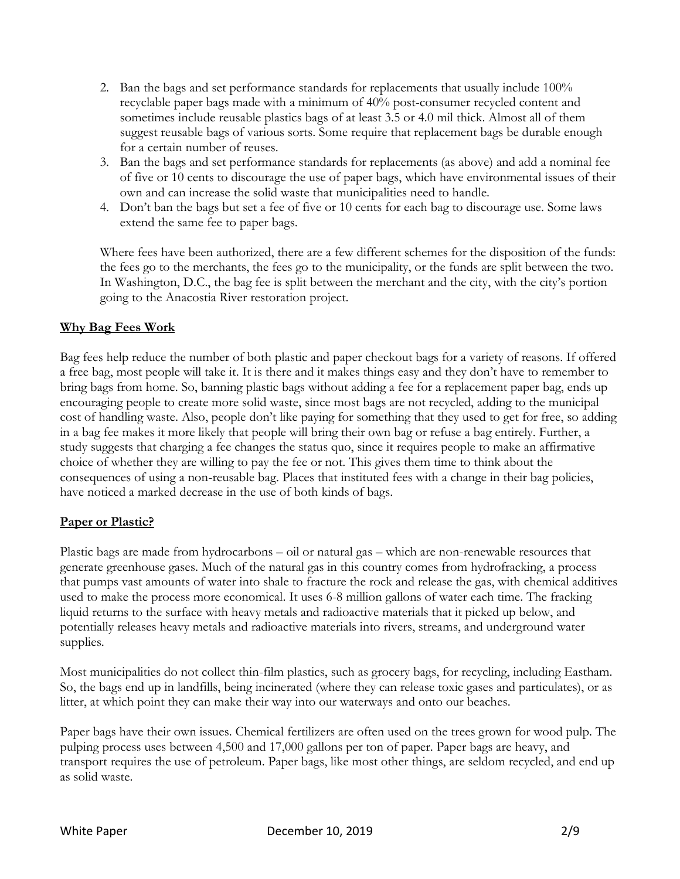2. Ban the bags and set performance standards for replacements that usually include 100% recyclable paper bags made with a minimum of 40% post-consumer recycled content and sometimes include reusable plastics bags of at least 3.5 or 4.0 mil thick. Almost all of them suggest reusable bags of various sorts. Some require that replacement bags be durable enough for a certain number of reuses.
3. Ban the bags and set performance standards for replacements (as above) and add a nominal fee of five or 10 cents to discourage the use of paper bags, which have environmental issues of their own and can increase the solid waste that municipalities need to handle.
4. Don't ban the bags but set a fee of five or 10 cents for each bag to discourage use. Some laws extend the same fee to paper bags.

Where fees have been authorized, there are a few different schemes for the disposition of the funds: the fees go to the merchants, the fees go to the municipality, or the funds are split between the two. In Washington, D.C., the bag fee is split between the merchant and the city, with the city's portion going to the Anacostia River restoration project.

## Why Bag Fees Work

Bag fees help reduce the number of both plastic and paper checkout bags for a variety of reasons. If offered a free bag, most people will take it. It is there and it makes things easy and they don't have to remember to bring bags from home. So, banning plastic bags without adding a fee for a replacement paper bag, ends up encouraging people to create more solid waste, since most bags are not recycled, adding to the municipal cost of handling waste. Also, people don't like paying for something that they used to get for free, so adding in a bag fee makes it more likely that people will bring their own bag or refuse a bag entirely. Further, a study suggests that charging a fee changes the status quo, since it requires people to make an affirmative choice of whether they are willing to pay the fee or not. This gives them time to think about the consequences of using a non-reusable bag. Places that instituted fees with a change in their bag policies, have noticed a marked decrease in the use of both kinds of bags.

## Paper or Plastic?

Plastic bags are made from hydrocarbons – oil or natural gas – which are non-renewable resources that generate greenhouse gases. Much of the natural gas in this country comes from hydrofracking, a process that pumps vast amounts of water into shale to fracture the rock and release the gas, with chemical additives used to make the process more economical. It uses 6-8 million gallons of water each time. The fracking liquid returns to the surface with heavy metals and radioactive materials that it picked up below, and potentially releases heavy metals and radioactive materials into rivers, streams, and underground water supplies.

Most municipalities do not collect thin-film plastics, such as grocery bags, for recycling, including Eastham. So, the bags end up in landfills, being incinerated (where they can release toxic gases and particulates), or as litter, at which point they can make their way into our waterways and onto our beaches.

Paper bags have their own issues. Chemical fertilizers are often used on the trees grown for wood pulp. The pulping process uses between 4,500 and 17,000 gallons per ton of paper. Paper bags are heavy, and transport requires the use of petroleum. Paper bags, like most other things, are seldom recycled, and end up as solid waste.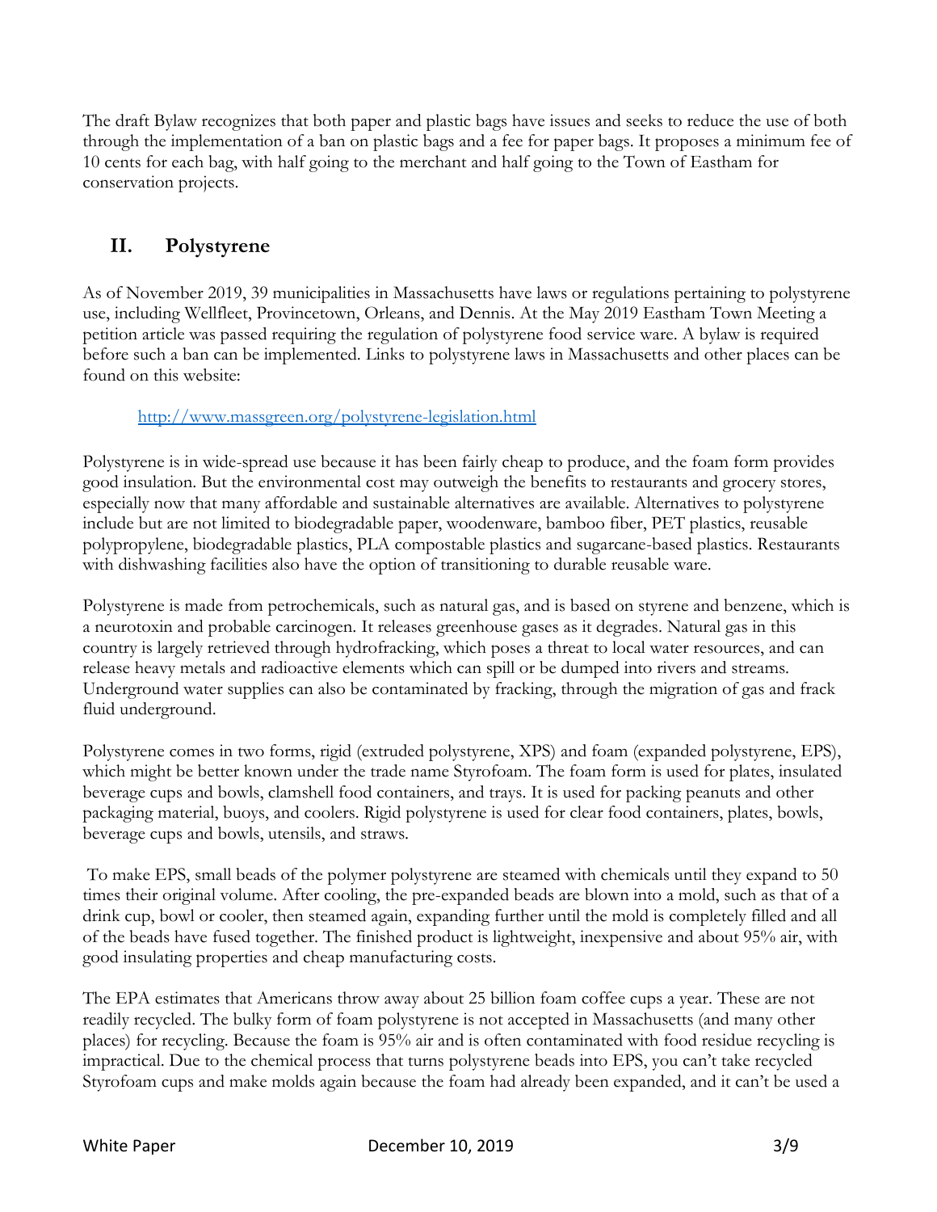The draft Bylaw recognizes that both paper and plastic bags have issues and seeks to reduce the use of both through the implementation of a ban on plastic bags and a fee for paper bags. It proposes a minimum fee of 10 cents for each bag, with half going to the merchant and half going to the Town of Eastham for conservation projects.

## II. Polystyrene

As of November 2019, 39 municipalities in Massachusetts have laws or regulations pertaining to polystyrene use, including Wellfleet, Provincetown, Orleans, and Dennis. At the May 2019 Eastham Town Meeting a petition article was passed requiring the regulation of polystyrene food service ware. A bylaw is required before such a ban can be implemented. Links to polystyrene laws in Massachusetts and other places can be found on this website:

http://www.massgreen.org/polystyrene-legislation.html

Polystyrene is in wide-spread use because it has been fairly cheap to produce, and the foam form provides good insulation. But the environmental cost may outweigh the benefits to restaurants and grocery stores, especially now that many affordable and sustainable alternatives are available. Alternatives to polystyrene include but are not limited to biodegradable paper, woodenware, bamboo fiber, PET plastics, reusable polypropylene, biodegradable plastics, PLA compostable plastics and sugarcane-based plastics. Restaurants with dishwashing facilities also have the option of transitioning to durable reusable ware.

Polystyrene is made from petrochemicals, such as natural gas, and is based on styrene and benzene, which is a neurotoxin and probable carcinogen. It releases greenhouse gases as it degrades. Natural gas in this country is largely retrieved through hydrofracking, which poses a threat to local water resources, and can release heavy metals and radioactive elements which can spill or be dumped into rivers and streams. Underground water supplies can also be contaminated by fracking, through the migration of gas and frack fluid underground.

Polystyrene comes in two forms, rigid (extruded polystyrene, XPS) and foam (expanded polystyrene, EPS), which might be better known under the trade name Styrofoam. The foam form is used for plates, insulated beverage cups and bowls, clamshell food containers, and trays. It is used for packing peanuts and other packaging material, buoys, and coolers. Rigid polystyrene is used for clear food containers, plates, bowls, beverage cups and bowls, utensils, and straws.

To make EPS, small beads of the polymer polystyrene are steamed with chemicals until they expand to 50 times their original volume. After cooling, the pre-expanded beads are blown into a mold, such as that of a drink cup, bowl or cooler, then steamed again, expanding further until the mold is completely filled and all of the beads have fused together. The finished product is lightweight, inexpensive and about 95% air, with good insulating properties and cheap manufacturing costs.

The EPA estimates that Americans throw away about 25 billion foam coffee cups a year. These are not readily recycled. The bulky form of foam polystyrene is not accepted in Massachusetts (and many other places) for recycling. Because the foam is 95% air and is often contaminated with food residue recycling is impractical. Due to the chemical process that turns polystyrene beads into EPS, you can't take recycled Styrofoam cups and make molds again because the foam had already been expanded, and it can't be used a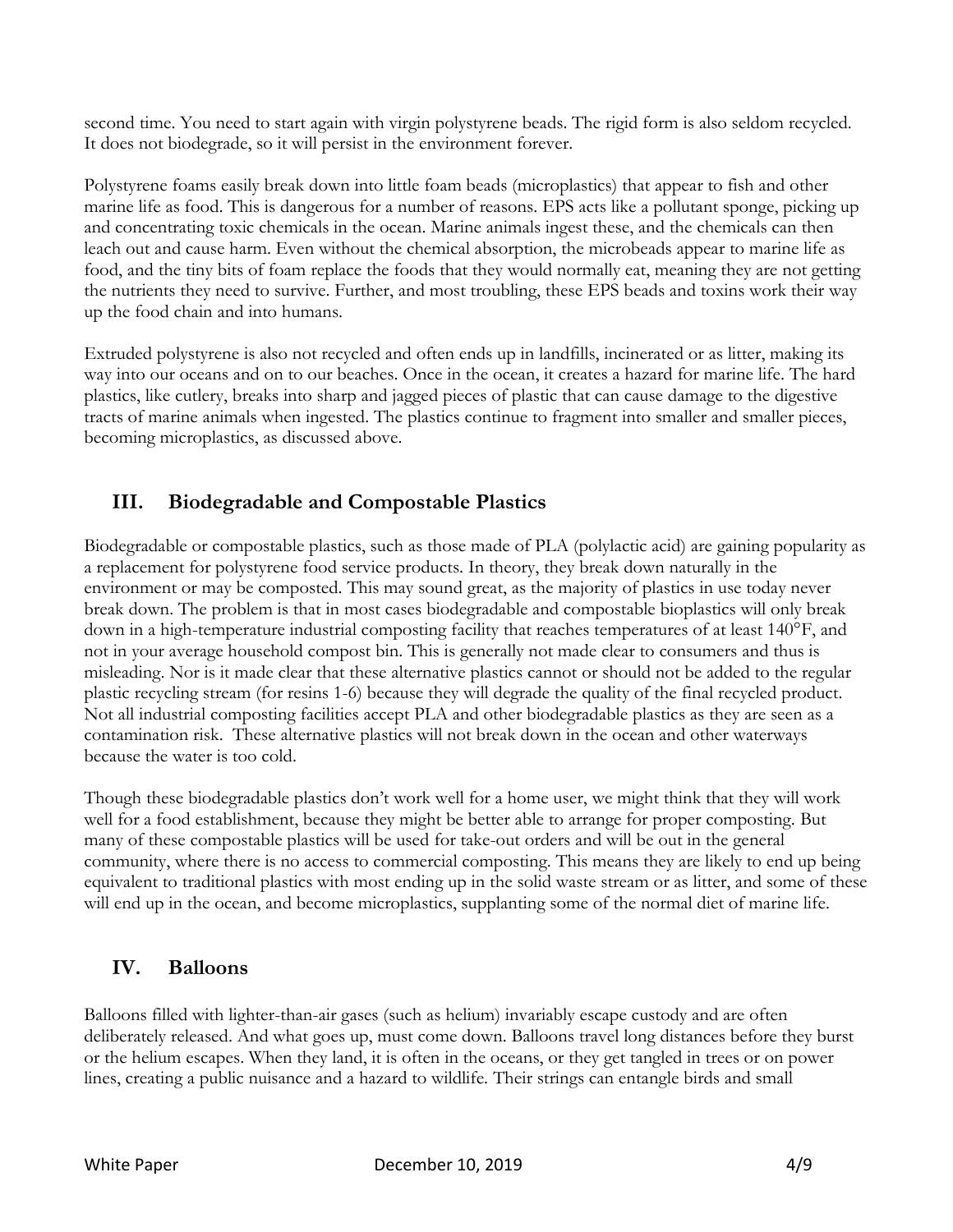second time. You need to start again with virgin polystyrene beads. The rigid form is also seldom recycled. It does not biodegrade, so it will persist in the environment forever.

Polystyrene foams easily break down into little foam beads (microplastics) that appear to fish and other marine life as food. This is dangerous for a number of reasons. EPS acts like a pollutant sponge, picking up and concentrating toxic chemicals in the ocean. Marine animals ingest these, and the chemicals can then leach out and cause harm. Even without the chemical absorption, the microbeads appear to marine life as food, and the tiny bits of foam replace the foods that they would normally eat, meaning they are not getting the nutrients they need to survive. Further, and most troubling, these EPS beads and toxins work their way up the food chain and into humans.

Extruded polystyrene is also not recycled and often ends up in landfills, incinerated or as litter, making its way into our oceans and on to our beaches. Once in the ocean, it creates a hazard for marine life. The hard plastics, like cutlery, breaks into sharp and jagged pieces of plastic that can cause damage to the digestive tracts of marine animals when ingested. The plastics continue to fragment into smaller and smaller pieces, becoming microplastics, as discussed above.

## III. Biodegradable and Compostable Plastics

Biodegradable or compostable plastics, such as those made of PLA (polylactic acid) are gaining popularity as a replacement for polystyrene food service products. In theory, they break down naturally in the environment or may be composted. This may sound great, as the majority of plastics in use today never break down. The problem is that in most cases biodegradable and compostable bioplastics will only break down in a high-temperature industrial composting facility that reaches temperatures of at least 140°F, and not in your average household compost bin. This is generally not made clear to consumers and thus is misleading. Nor is it made clear that these alternative plastics cannot or should not be added to the regular plastic recycling stream (for resins 1-6) because they will degrade the quality of the final recycled product. Not all industrial composting facilities accept PLA and other biodegradable plastics as they are seen as a contamination risk. These alternative plastics will not break down in the ocean and other waterways because the water is too cold.

Though these biodegradable plastics don't work well for a home user, we might think that they will work well for a food establishment, because they might be better able to arrange for proper composting. But many of these compostable plastics will be used for take-out orders and will be out in the general community, where there is no access to commercial composting. This means they are likely to end up being equivalent to traditional plastics with most ending up in the solid waste stream or as litter, and some of these will end up in the ocean, and become microplastics, supplanting some of the normal diet of marine life.

## IV. Balloons

Balloons filled with lighter-than-air gases (such as helium) invariably escape custody and are often deliberately released. And what goes up, must come down. Balloons travel long distances before they burst or the helium escapes. When they land, it is often in the oceans, or they get tangled in trees or on power lines, creating a public nuisance and a hazard to wildlife. Their strings can entangle birds and small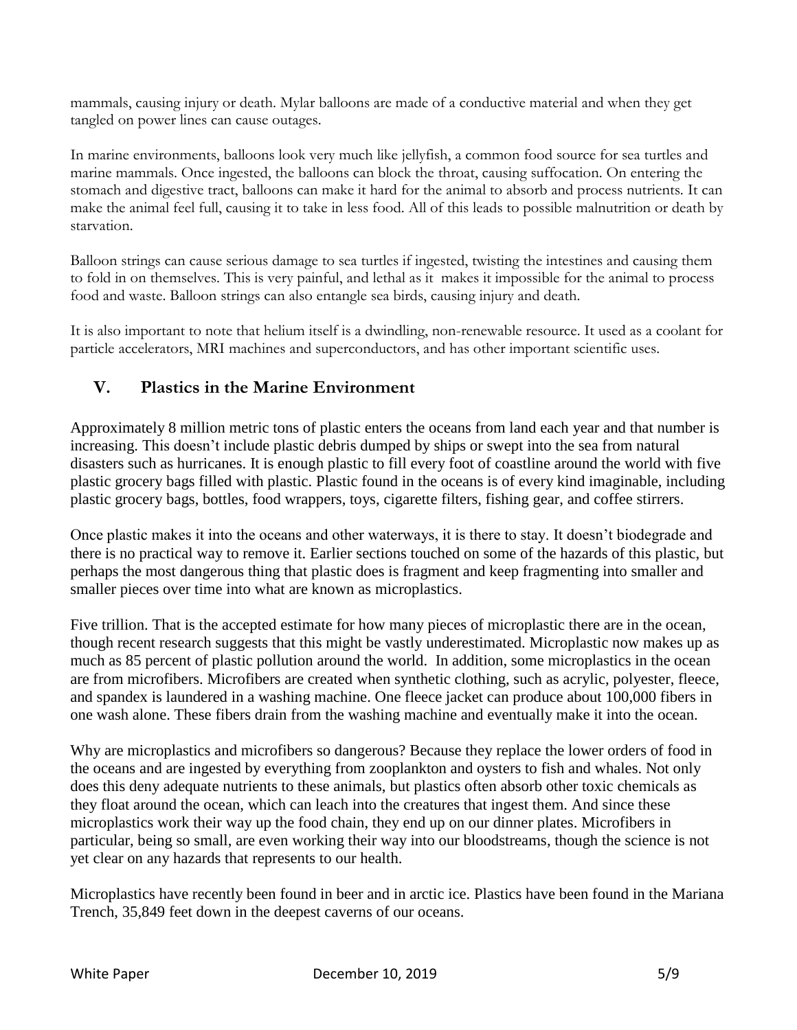mammals, causing injury or death. Mylar balloons are made of a conductive material and when they get tangled on power lines can cause outages.

In marine environments, balloons look very much like jellyfish, a common food source for sea turtles and marine mammals. Once ingested, the balloons can block the throat, causing suffocation. On entering the stomach and digestive tract, balloons can make it hard for the animal to absorb and process nutrients. It can make the animal feel full, causing it to take in less food. All of this leads to possible malnutrition or death by starvation.

Balloon strings can cause serious damage to sea turtles if ingested, twisting the intestines and causing them to fold in on themselves. This is very painful, and lethal as it makes it impossible for the animal to process food and waste. Balloon strings can also entangle sea birds, causing injury and death.

It is also important to note that helium itself is a dwindling, non-renewable resource. It used as a coolant for particle accelerators, MRI machines and superconductors, and has other important scientific uses.

## V. Plastics in the Marine Environment

Approximately 8 million metric tons of plastic enters the oceans from land each year and that number is increasing. This doesn't include plastic debris dumped by ships or swept into the sea from natural disasters such as hurricanes. It is enough plastic to fill every foot of coastline around the world with five plastic grocery bags filled with plastic. Plastic found in the oceans is of every kind imaginable, including plastic grocery bags, bottles, food wrappers, toys, cigarette filters, fishing gear, and coffee stirrers.

Once plastic makes it into the oceans and other waterways, it is there to stay. It doesn't biodegrade and there is no practical way to remove it. Earlier sections touched on some of the hazards of this plastic, but perhaps the most dangerous thing that plastic does is fragment and keep fragmenting into smaller and smaller pieces over time into what are known as microplastics.

Five trillion. That is the accepted estimate for how many pieces of microplastic there are in the ocean, though recent research suggests that this might be vastly underestimated. Microplastic now makes up as much as 85 percent of plastic pollution around the world. In addition, some microplastics in the ocean are from microfibers. Microfibers are created when synthetic clothing, such as acrylic, polyester, fleece, and spandex is laundered in a washing machine. One fleece jacket can produce about 100,000 fibers in one wash alone. These fibers drain from the washing machine and eventually make it into the ocean.

Why are microplastics and microfibers so dangerous? Because they replace the lower orders of food in the oceans and are ingested by everything from zooplankton and oysters to fish and whales. Not only does this deny adequate nutrients to these animals, but plastics often absorb other toxic chemicals as they float around the ocean, which can leach into the creatures that ingest them. And since these microplastics work their way up the food chain, they end up on our dinner plates. Microfibers in particular, being so small, are even working their way into our bloodstreams, though the science is not yet clear on any hazards that represents to our health.

Microplastics have recently been found in beer and in arctic ice. Plastics have been found in the Mariana Trench, 35,849 feet down in the deepest caverns of our oceans.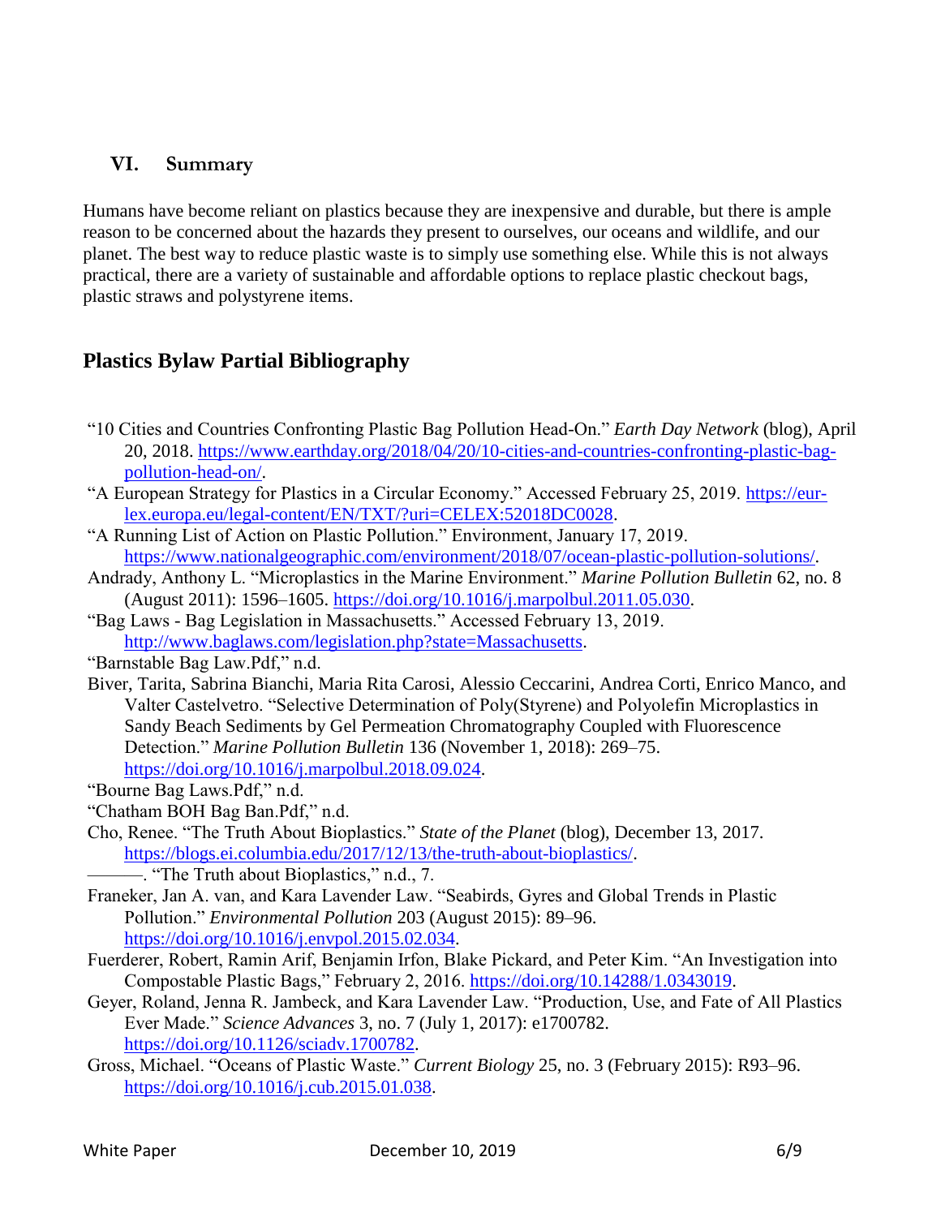## VI. Summary

Humans have become reliant on plastics because they are inexpensive and durable, but there is ample reason to be concerned about the hazards they present to ourselves, our oceans and wildlife, and our planet. The best way to reduce plastic waste is to simply use something else. While this is not always practical, there are a variety of sustainable and affordable options to replace plastic checkout bags, plastic straws and polystyrene items.

## Plastics Bylaw Partial Bibliography

"10 Cities and Countries Confronting Plastic Bag Pollution Head-On." *Earth Day Network* (blog), April 20, 2018. https://www.earthday.org/2018/04/20/10-cities-and-countries-confronting-plastic-bag-pollution-head-on/.

"A European Strategy for Plastics in a Circular Economy." Accessed February 25, 2019. https://eur-lex.europa.eu/legal-content/EN/TXT/?uri=CELEX:52018DC0028.

"A Running List of Action on Plastic Pollution." Environment, January 17, 2019. https://www.nationalgeographic.com/environment/2018/07/ocean-plastic-pollution-solutions/.

Andrady, Anthony L. "Microplastics in the Marine Environment." *Marine Pollution Bulletin* 62, no. 8 (August 2011): 1596–1605. https://doi.org/10.1016/j.marpolbul.2011.05.030.

"Bag Laws - Bag Legislation in Massachusetts." Accessed February 13, 2019. http://www.baglaws.com/legislation.php?state=Massachusetts.

"Barnstable Bag Law.Pdf," n.d.

Biver, Tarita, Sabrina Bianchi, Maria Rita Carosi, Alessio Ceccarini, Andrea Corti, Enrico Manco, and Valter Castelvetro. "Selective Determination of Poly(Styrene) and Polyolefin Microplastics in Sandy Beach Sediments by Gel Permeation Chromatography Coupled with Fluorescence Detection." *Marine Pollution Bulletin* 136 (November 1, 2018): 269–75. https://doi.org/10.1016/j.marpolbul.2018.09.024.

"Bourne Bag Laws.Pdf," n.d.

"Chatham BOH Bag Ban.Pdf," n.d.

Cho, Renee. "The Truth About Bioplastics." *State of the Planet* (blog), December 13, 2017. https://blogs.ei.columbia.edu/2017/12/13/the-truth-about-bioplastics/.

———. "The Truth about Bioplastics," n.d., 7.

Franeker, Jan A. van, and Kara Lavender Law. "Seabirds, Gyres and Global Trends in Plastic Pollution." *Environmental Pollution* 203 (August 2015): 89–96. https://doi.org/10.1016/j.envpol.2015.02.034.

Fuerderer, Robert, Ramin Arif, Benjamin Irfon, Blake Pickard, and Peter Kim. "An Investigation into Compostable Plastic Bags," February 2, 2016. https://doi.org/10.14288/1.0343019.

Geyer, Roland, Jenna R. Jambeck, and Kara Lavender Law. "Production, Use, and Fate of All Plastics Ever Made." *Science Advances* 3, no. 7 (July 1, 2017): e1700782. https://doi.org/10.1126/sciadv.1700782.

Gross, Michael. "Oceans of Plastic Waste." *Current Biology* 25, no. 3 (February 2015): R93–96. https://doi.org/10.1016/j.cub.2015.01.038.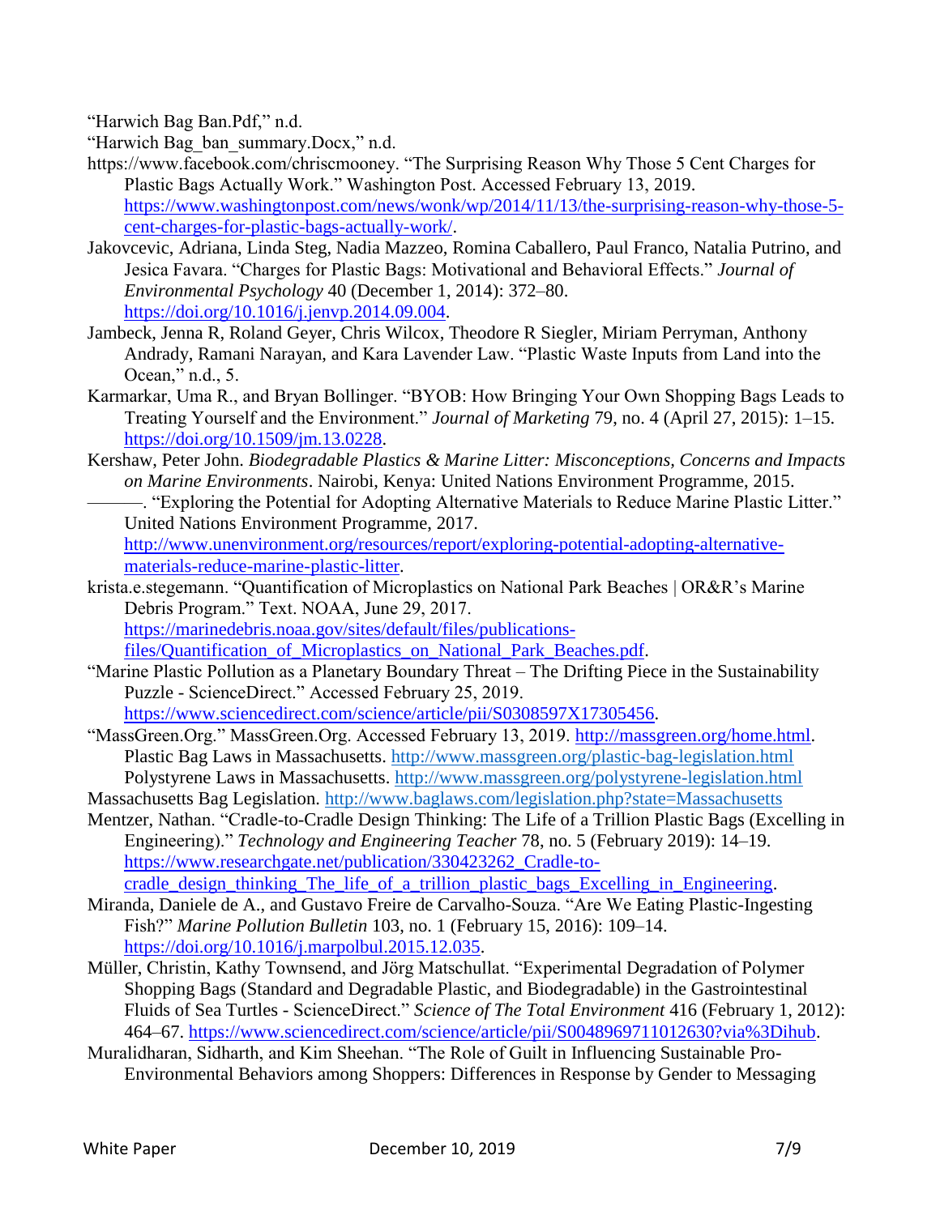"Harwich Bag Ban.Pdf," n.d.

"Harwich Bag_ban_summary.Docx," n.d.

https://www.facebook.com/chriscmooney. "The Surprising Reason Why Those 5 Cent Charges for Plastic Bags Actually Work." Washington Post. Accessed February 13, 2019. https://www.washingtonpost.com/news/wonk/wp/2014/11/13/the-surprising-reason-why-those-5-cent-charges-for-plastic-bags-actually-work/.

Jakovcevic, Adriana, Linda Steg, Nadia Mazzeo, Romina Caballero, Paul Franco, Natalia Putrino, and Jesica Favara. "Charges for Plastic Bags: Motivational and Behavioral Effects." *Journal of Environmental Psychology* 40 (December 1, 2014): 372–80. https://doi.org/10.1016/j.jenvp.2014.09.004.

Jambeck, Jenna R, Roland Geyer, Chris Wilcox, Theodore R Siegler, Miriam Perryman, Anthony Andrady, Ramani Narayan, and Kara Lavender Law. "Plastic Waste Inputs from Land into the Ocean," n.d., 5.

Karmarkar, Uma R., and Bryan Bollinger. "BYOB: How Bringing Your Own Shopping Bags Leads to Treating Yourself and the Environment." *Journal of Marketing* 79, no. 4 (April 27, 2015): 1–15. https://doi.org/10.1509/jm.13.0228.

Kershaw, Peter John. *Biodegradable Plastics & Marine Litter: Misconceptions, Concerns and Impacts on Marine Environments*. Nairobi, Kenya: United Nations Environment Programme, 2015.

———. "Exploring the Potential for Adopting Alternative Materials to Reduce Marine Plastic Litter." United Nations Environment Programme, 2017. http://www.unenvironment.org/resources/report/exploring-potential-adopting-alternative-materials-reduce-marine-plastic-litter.

krista.e.stegemann. "Quantification of Microplastics on National Park Beaches | OR&R's Marine Debris Program." Text. NOAA, June 29, 2017. https://marinedebris.noaa.gov/sites/default/files/publications-files/Quantification_of_Microplastics_on_National_Park_Beaches.pdf.

"Marine Plastic Pollution as a Planetary Boundary Threat – The Drifting Piece in the Sustainability Puzzle - ScienceDirect." Accessed February 25, 2019. https://www.sciencedirect.com/science/article/pii/S0308597X17305456.

"MassGreen.Org." MassGreen.Org. Accessed February 13, 2019. http://massgreen.org/home.html.
Plastic Bag Laws in Massachusetts. http://www.massgreen.org/plastic-bag-legislation.html
Polystyrene Laws in Massachusetts. http://www.massgreen.org/polystyrene-legislation.html

Massachusetts Bag Legislation. http://www.baglaws.com/legislation.php?state=Massachusetts

Mentzer, Nathan. "Cradle-to-Cradle Design Thinking: The Life of a Trillion Plastic Bags (Excelling in Engineering)." *Technology and Engineering Teacher* 78, no. 5 (February 2019): 14–19. https://www.researchgate.net/publication/330423262_Cradle-to-cradle_design_thinking_The_life_of_a_trillion_plastic_bags_Excelling_in_Engineering.

Miranda, Daniele de A., and Gustavo Freire de Carvalho-Souza. "Are We Eating Plastic-Ingesting Fish?" *Marine Pollution Bulletin* 103, no. 1 (February 15, 2016): 109–14. https://doi.org/10.1016/j.marpolbul.2015.12.035.

Müller, Christin, Kathy Townsend, and Jörg Matschullat. "Experimental Degradation of Polymer Shopping Bags (Standard and Degradable Plastic, and Biodegradable) in the Gastrointestinal Fluids of Sea Turtles - ScienceDirect." *Science of The Total Environment* 416 (February 1, 2012): 464–67. https://www.sciencedirect.com/science/article/pii/S0048969711012630?via%3Dihub.

Muralidharan, Sidharth, and Kim Sheehan. "The Role of Guilt in Influencing Sustainable Pro-Environmental Behaviors among Shoppers: Differences in Response by Gender to Messaging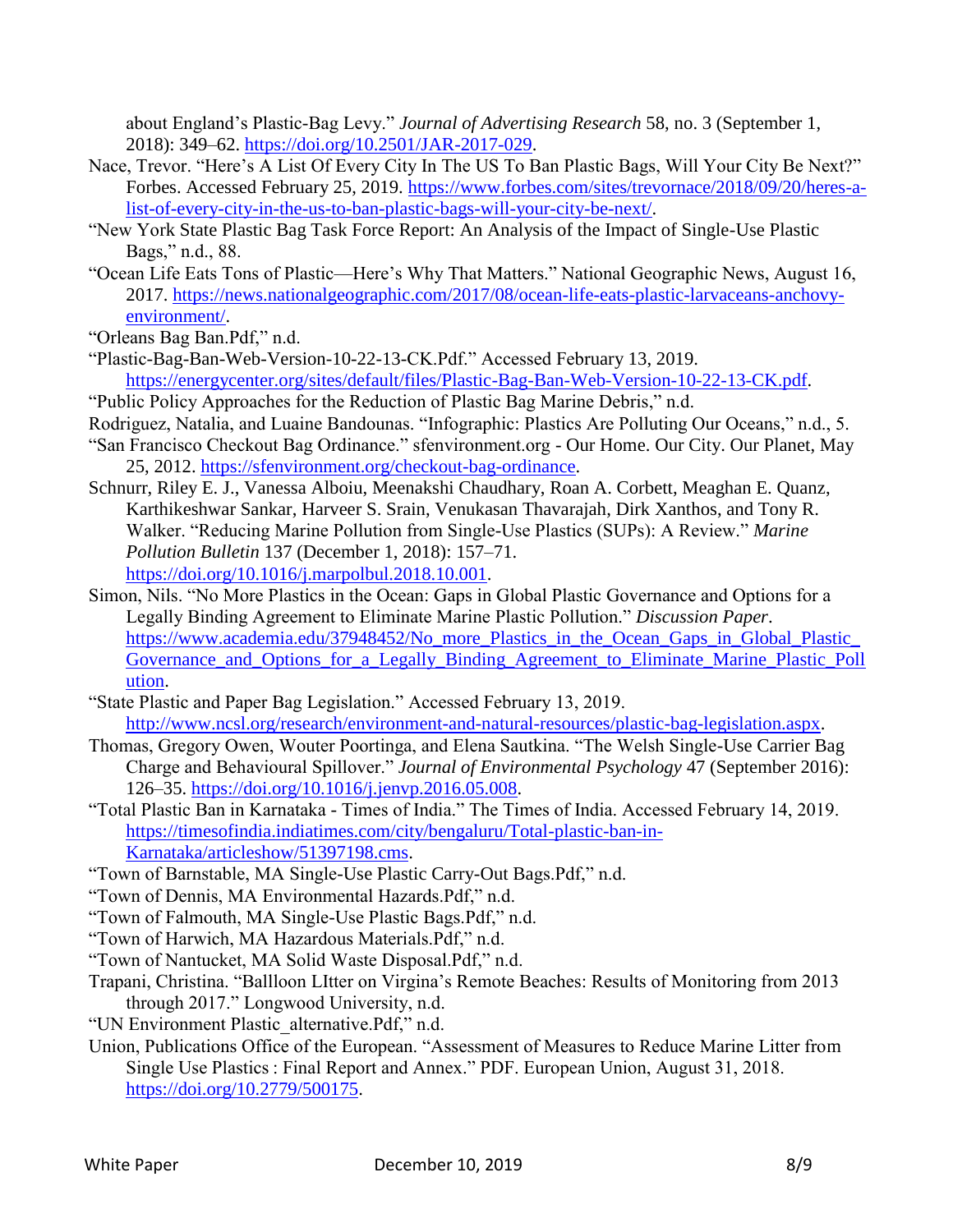about England's Plastic-Bag Levy." *Journal of Advertising Research* 58, no. 3 (September 1, 2018): 349–62. https://doi.org/10.2501/JAR-2017-029.

Nace, Trevor. "Here's A List Of Every City In The US To Ban Plastic Bags, Will Your City Be Next?" Forbes. Accessed February 25, 2019. https://www.forbes.com/sites/trevornace/2018/09/20/heres-a-list-of-every-city-in-the-us-to-ban-plastic-bags-will-your-city-be-next/.

"New York State Plastic Bag Task Force Report: An Analysis of the Impact of Single-Use Plastic Bags," n.d., 88.

"Ocean Life Eats Tons of Plastic—Here's Why That Matters." National Geographic News, August 16, 2017. https://news.nationalgeographic.com/2017/08/ocean-life-eats-plastic-larvaceans-anchovy-environment/.

"Orleans Bag Ban.Pdf," n.d.

"Plastic-Bag-Ban-Web-Version-10-22-13-CK.Pdf." Accessed February 13, 2019. https://energycenter.org/sites/default/files/Plastic-Bag-Ban-Web-Version-10-22-13-CK.pdf.

"Public Policy Approaches for the Reduction of Plastic Bag Marine Debris," n.d.

Rodriguez, Natalia, and Luaine Bandounas. "Infographic: Plastics Are Polluting Our Oceans," n.d., 5.

"San Francisco Checkout Bag Ordinance." sfenvironment.org - Our Home. Our City. Our Planet, May 25, 2012. https://sfenvironment.org/checkout-bag-ordinance.

Schnurr, Riley E. J., Vanessa Alboiu, Meenakshi Chaudhary, Roan A. Corbett, Meaghan E. Quanz, Karthikeshwar Sankar, Harveer S. Srain, Venukasan Thavarajah, Dirk Xanthos, and Tony R. Walker. "Reducing Marine Pollution from Single-Use Plastics (SUPs): A Review." *Marine Pollution Bulletin* 137 (December 1, 2018): 157–71. https://doi.org/10.1016/j.marpolbul.2018.10.001.

Simon, Nils. "No More Plastics in the Ocean: Gaps in Global Plastic Governance and Options for a Legally Binding Agreement to Eliminate Marine Plastic Pollution." *Discussion Paper*. https://www.academia.edu/37948452/No_more_Plastics_in_the_Ocean_Gaps_in_Global_Plastic_Governance_and_Options_for_a_Legally_Binding_Agreement_to_Eliminate_Marine_Plastic_Pollution.

"State Plastic and Paper Bag Legislation." Accessed February 13, 2019. http://www.ncsl.org/research/environment-and-natural-resources/plastic-bag-legislation.aspx.

Thomas, Gregory Owen, Wouter Poortinga, and Elena Sautkina. "The Welsh Single-Use Carrier Bag Charge and Behavioural Spillover." *Journal of Environmental Psychology* 47 (September 2016): 126–35. https://doi.org/10.1016/j.jenvp.2016.05.008.

"Total Plastic Ban in Karnataka - Times of India." The Times of India. Accessed February 14, 2019. https://timesofindia.indiatimes.com/city/bengaluru/Total-plastic-ban-in-Karnataka/articleshow/51397198.cms.

"Town of Barnstable, MA Single-Use Plastic Carry-Out Bags.Pdf," n.d.

"Town of Dennis, MA Environmental Hazards.Pdf," n.d.

"Town of Falmouth, MA Single-Use Plastic Bags.Pdf," n.d.

"Town of Harwich, MA Hazardous Materials.Pdf," n.d.

"Town of Nantucket, MA Solid Waste Disposal.Pdf," n.d.

Trapani, Christina. "Ballloon LItter on Virgina's Remote Beaches: Results of Monitoring from 2013 through 2017." Longwood University, n.d.

"UN Environment Plastic_alternative.Pdf," n.d.

Union, Publications Office of the European. "Assessment of Measures to Reduce Marine Litter from Single Use Plastics : Final Report and Annex." PDF. European Union, August 31, 2018. https://doi.org/10.2779/500175.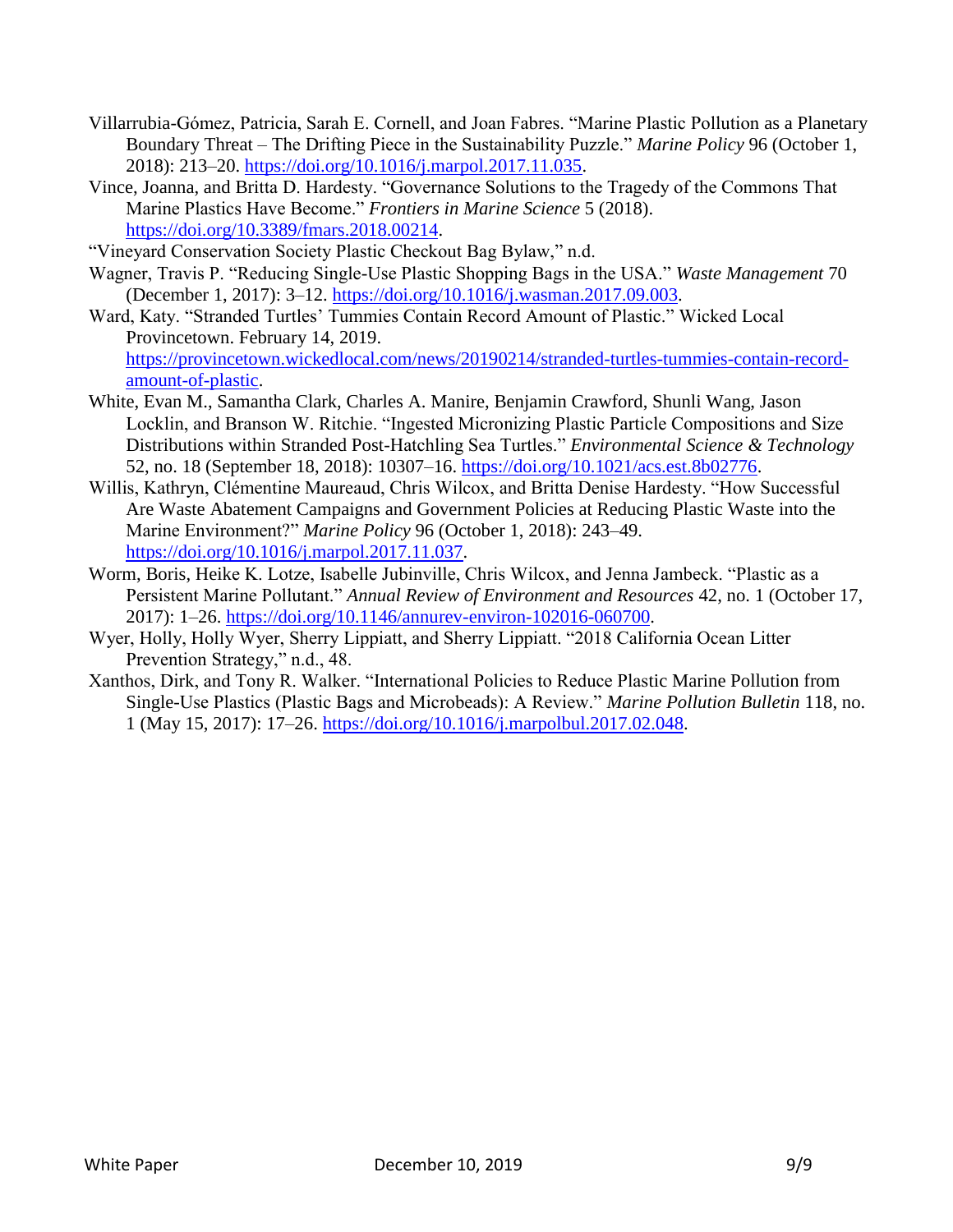Villarrubia-Gómez, Patricia, Sarah E. Cornell, and Joan Fabres. "Marine Plastic Pollution as a Planetary Boundary Threat – The Drifting Piece in the Sustainability Puzzle." *Marine Policy* 96 (October 1, 2018): 213–20. https://doi.org/10.1016/j.marpol.2017.11.035.

Vince, Joanna, and Britta D. Hardesty. "Governance Solutions to the Tragedy of the Commons That Marine Plastics Have Become." *Frontiers in Marine Science* 5 (2018). https://doi.org/10.3389/fmars.2018.00214.

"Vineyard Conservation Society Plastic Checkout Bag Bylaw," n.d.

Wagner, Travis P. "Reducing Single-Use Plastic Shopping Bags in the USA." *Waste Management* 70 (December 1, 2017): 3–12. https://doi.org/10.1016/j.wasman.2017.09.003.

Ward, Katy. "Stranded Turtles' Tummies Contain Record Amount of Plastic." Wicked Local Provincetown. February 14, 2019. https://provincetown.wickedlocal.com/news/20190214/stranded-turtles-tummies-contain-record-amount-of-plastic.

White, Evan M., Samantha Clark, Charles A. Manire, Benjamin Crawford, Shunli Wang, Jason Locklin, and Branson W. Ritchie. "Ingested Micronizing Plastic Particle Compositions and Size Distributions within Stranded Post-Hatchling Sea Turtles." *Environmental Science & Technology* 52, no. 18 (September 18, 2018): 10307–16. https://doi.org/10.1021/acs.est.8b02776.

Willis, Kathryn, Clémentine Maureaud, Chris Wilcox, and Britta Denise Hardesty. "How Successful Are Waste Abatement Campaigns and Government Policies at Reducing Plastic Waste into the Marine Environment?" *Marine Policy* 96 (October 1, 2018): 243–49. https://doi.org/10.1016/j.marpol.2017.11.037.

Worm, Boris, Heike K. Lotze, Isabelle Jubinville, Chris Wilcox, and Jenna Jambeck. "Plastic as a Persistent Marine Pollutant." *Annual Review of Environment and Resources* 42, no. 1 (October 17, 2017): 1–26. https://doi.org/10.1146/annurev-environ-102016-060700.

Wyer, Holly, Holly Wyer, Sherry Lippiatt, and Sherry Lippiatt. "2018 California Ocean Litter Prevention Strategy," n.d., 48.

Xanthos, Dirk, and Tony R. Walker. "International Policies to Reduce Plastic Marine Pollution from Single-Use Plastics (Plastic Bags and Microbeads): A Review." *Marine Pollution Bulletin* 118, no. 1 (May 15, 2017): 17–26. https://doi.org/10.1016/j.marpolbul.2017.02.048.